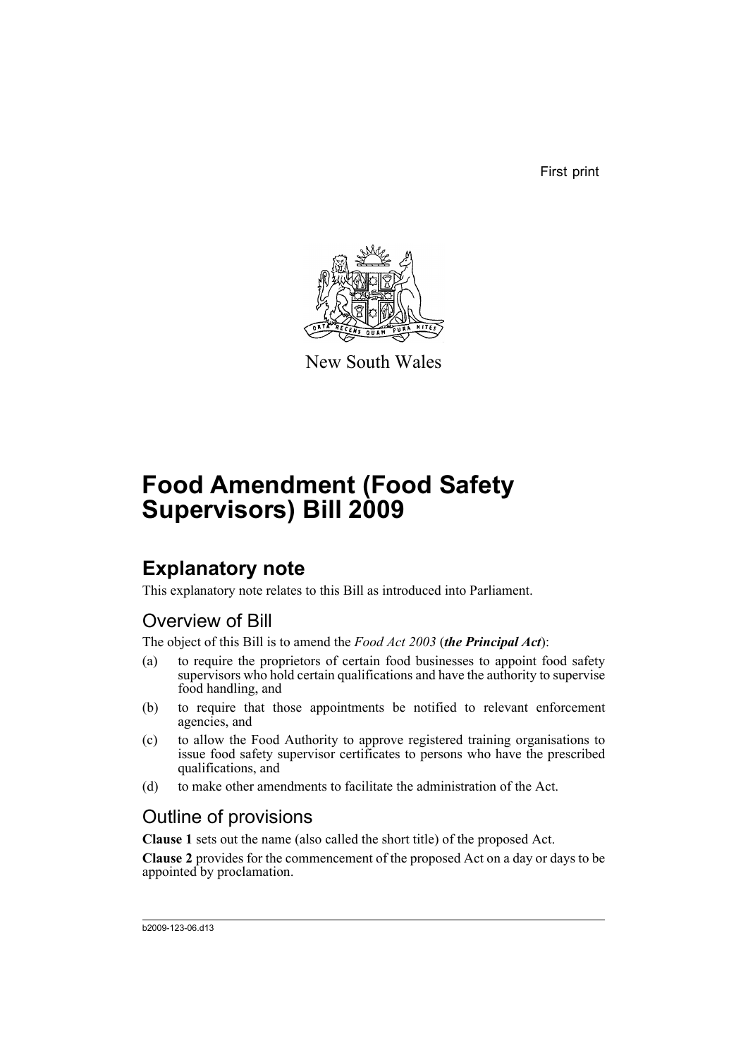First print

New South Wales

# Food Amendment (Food Safety Supervisors) Bill 2009

## Explanatory note

This explanatory note relates to this Bill as introduced into Parliament.

### Overview of Bill

The object of this Bill is to amend the *Food Act 2003* (***the Principal Act***):

(a) to require the proprietors of certain food businesses to appoint food safety supervisors who hold certain qualifications and have the authority to supervise food handling, and

(b) to require that those appointments be notified to relevant enforcement agencies, and

(c) to allow the Food Authority to approve registered training organisations to issue food safety supervisor certificates to persons who have the prescribed qualifications, and

(d) to make other amendments to facilitate the administration of the Act.

### Outline of provisions

**Clause 1** sets out the name (also called the short title) of the proposed Act.

**Clause 2** provides for the commencement of the proposed Act on a day or days to be appointed by proclamation.

b2009-123-06.d13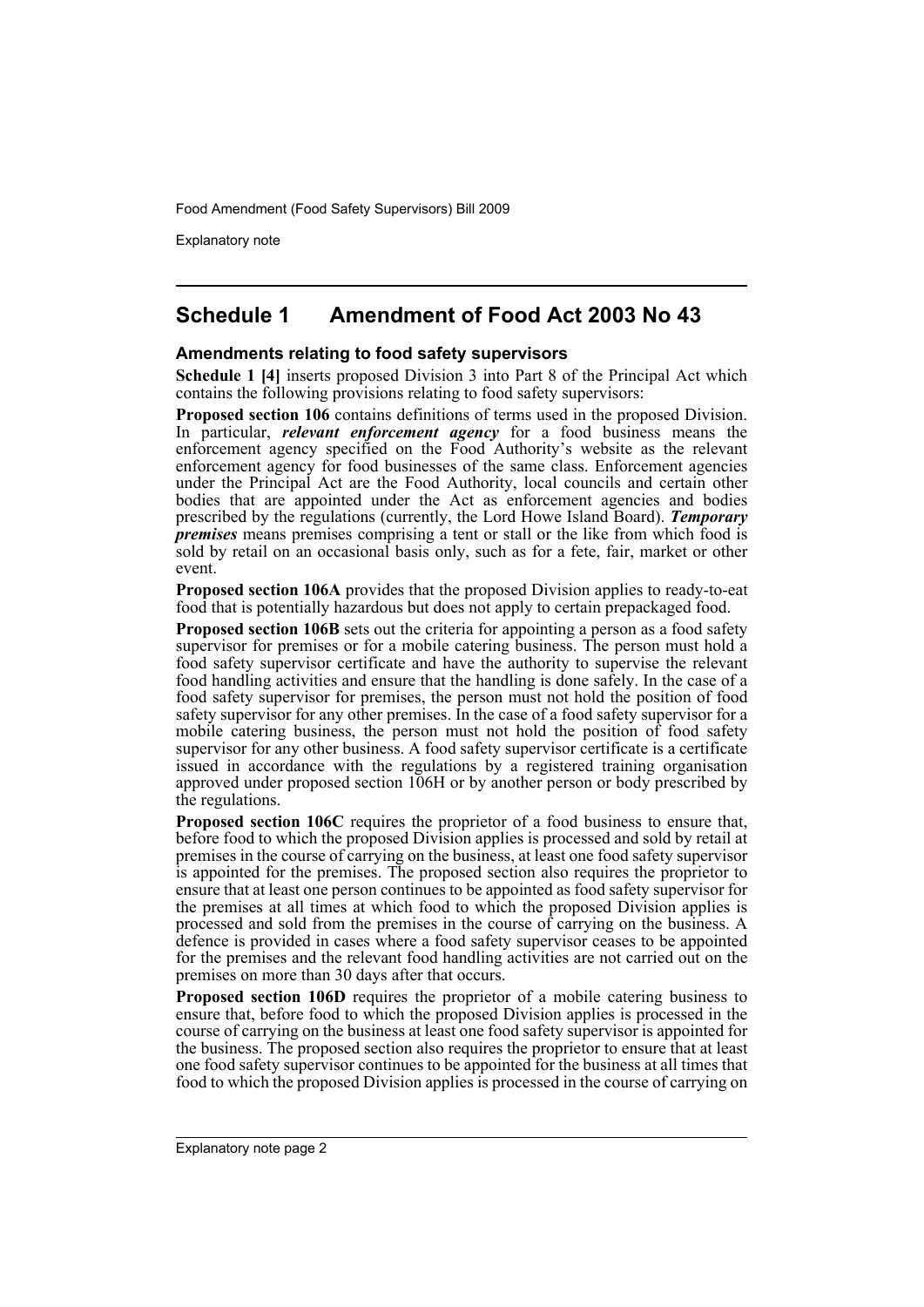## Schedule 1 Amendment of Food Act 2003 No 43

### Amendments relating to food safety supervisors

**Schedule 1 [4]** inserts proposed Division 3 into Part 8 of the Principal Act which contains the following provisions relating to food safety supervisors:

**Proposed section 106** contains definitions of terms used in the proposed Division. In particular, ***relevant enforcement agency*** for a food business means the enforcement agency specified on the Food Authority's website as the relevant enforcement agency for food businesses of the same class. Enforcement agencies under the Principal Act are the Food Authority, local councils and certain other bodies that are appointed under the Act as enforcement agencies and bodies prescribed by the regulations (currently, the Lord Howe Island Board). ***Temporary premises*** means premises comprising a tent or stall or the like from which food is sold by retail on an occasional basis only, such as for a fete, fair, market or other event.

**Proposed section 106A** provides that the proposed Division applies to ready-to-eat food that is potentially hazardous but does not apply to certain prepackaged food.

**Proposed section 106B** sets out the criteria for appointing a person as a food safety supervisor for premises or for a mobile catering business. The person must hold a food safety supervisor certificate and have the authority to supervise the relevant food handling activities and ensure that the handling is done safely. In the case of a food safety supervisor for premises, the person must not hold the position of food safety supervisor for any other premises. In the case of a food safety supervisor for a mobile catering business, the person must not hold the position of food safety supervisor for any other business. A food safety supervisor certificate is a certificate issued in accordance with the regulations by a registered training organisation approved under proposed section 106H or by another person or body prescribed by the regulations.

**Proposed section 106C** requires the proprietor of a food business to ensure that, before food to which the proposed Division applies is processed and sold by retail at premises in the course of carrying on the business, at least one food safety supervisor is appointed for the premises. The proposed section also requires the proprietor to ensure that at least one person continues to be appointed as food safety supervisor for the premises at all times at which food to which the proposed Division applies is processed and sold from the premises in the course of carrying on the business. A defence is provided in cases where a food safety supervisor ceases to be appointed for the premises and the relevant food handling activities are not carried out on the premises on more than 30 days after that occurs.

**Proposed section 106D** requires the proprietor of a mobile catering business to ensure that, before food to which the proposed Division applies is processed in the course of carrying on the business at least one food safety supervisor is appointed for the business. The proposed section also requires the proprietor to ensure that at least one food safety supervisor continues to be appointed for the business at all times that food to which the proposed Division applies is processed in the course of carrying on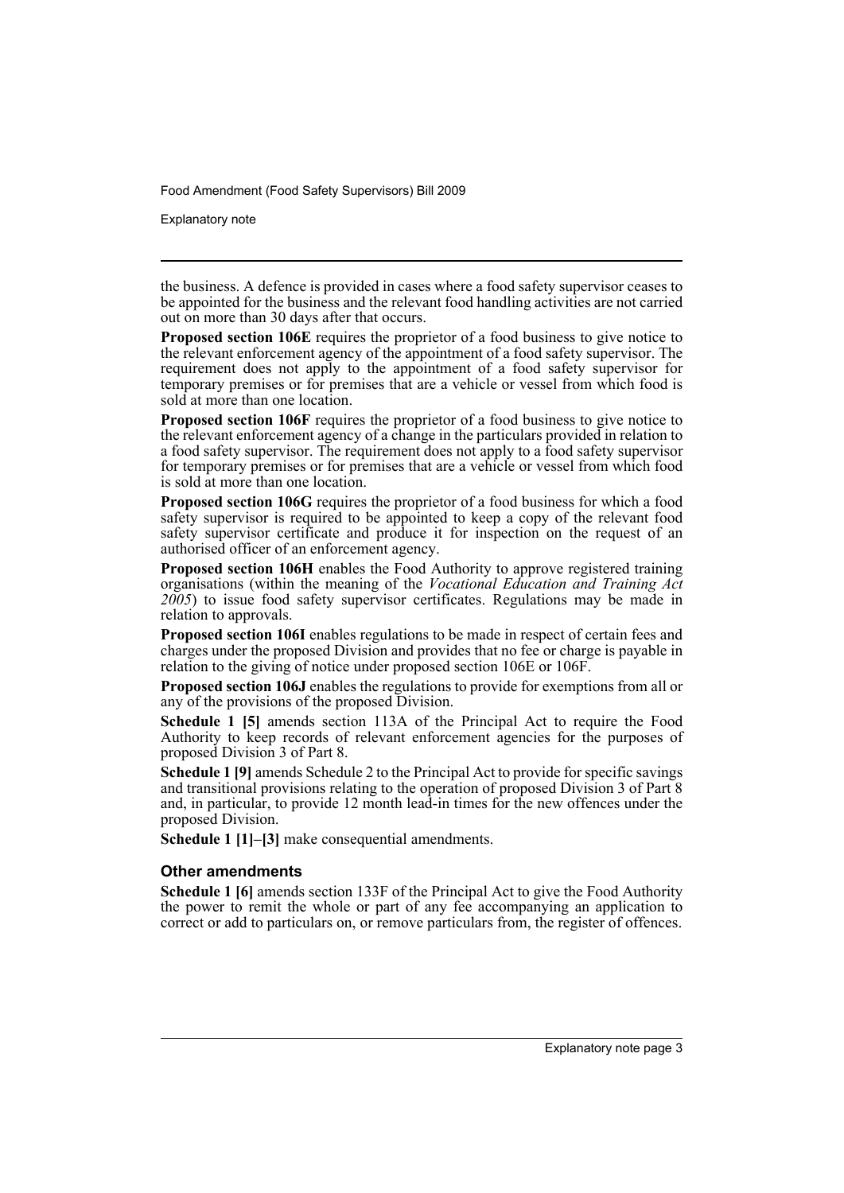the business. A defence is provided in cases where a food safety supervisor ceases to be appointed for the business and the relevant food handling activities are not carried out on more than 30 days after that occurs.

**Proposed section 106E** requires the proprietor of a food business to give notice to the relevant enforcement agency of the appointment of a food safety supervisor. The requirement does not apply to the appointment of a food safety supervisor for temporary premises or for premises that are a vehicle or vessel from which food is sold at more than one location.

**Proposed section 106F** requires the proprietor of a food business to give notice to the relevant enforcement agency of a change in the particulars provided in relation to a food safety supervisor. The requirement does not apply to a food safety supervisor for temporary premises or for premises that are a vehicle or vessel from which food is sold at more than one location.

**Proposed section 106G** requires the proprietor of a food business for which a food safety supervisor is required to be appointed to keep a copy of the relevant food safety supervisor certificate and produce it for inspection on the request of an authorised officer of an enforcement agency.

**Proposed section 106H** enables the Food Authority to approve registered training organisations (within the meaning of the *Vocational Education and Training Act 2005*) to issue food safety supervisor certificates. Regulations may be made in relation to approvals.

**Proposed section 106I** enables regulations to be made in respect of certain fees and charges under the proposed Division and provides that no fee or charge is payable in relation to the giving of notice under proposed section 106E or 106F.

**Proposed section 106J** enables the regulations to provide for exemptions from all or any of the provisions of the proposed Division.

**Schedule 1 [5]** amends section 113A of the Principal Act to require the Food Authority to keep records of relevant enforcement agencies for the purposes of proposed Division 3 of Part 8.

**Schedule 1 [9]** amends Schedule 2 to the Principal Act to provide for specific savings and transitional provisions relating to the operation of proposed Division 3 of Part 8 and, in particular, to provide 12 month lead-in times for the new offences under the proposed Division.

**Schedule 1 [1]–[3]** make consequential amendments.

### Other amendments

**Schedule 1 [6]** amends section 133F of the Principal Act to give the Food Authority the power to remit the whole or part of any fee accompanying an application to correct or add to particulars on, or remove particulars from, the register of offences.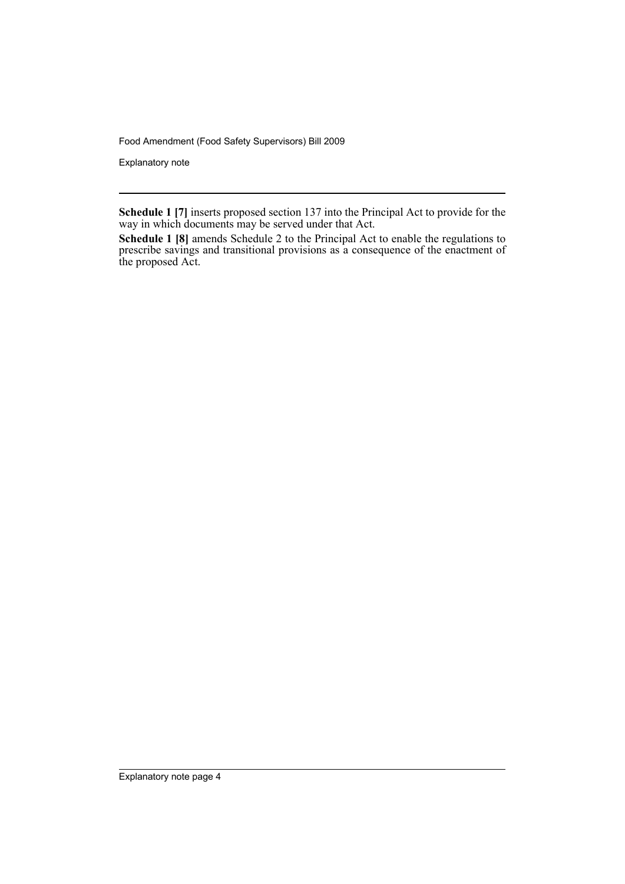**Schedule 1 [7]** inserts proposed section 137 into the Principal Act to provide for the way in which documents may be served under that Act.

**Schedule 1 [8]** amends Schedule 2 to the Principal Act to enable the regulations to prescribe savings and transitional provisions as a consequence of the enactment of the proposed Act.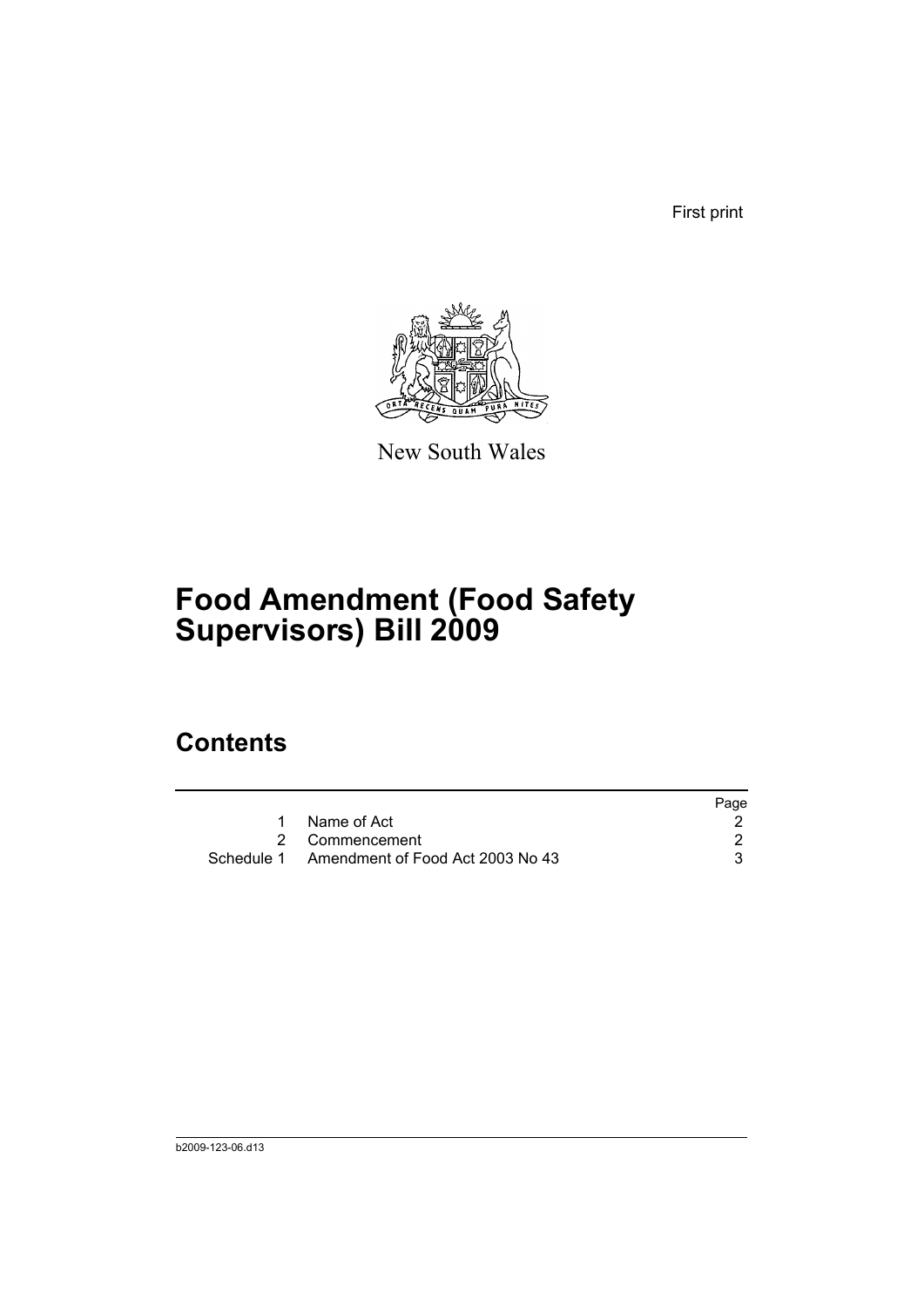First print

New South Wales

# Food Amendment (Food Safety Supervisors) Bill 2009

## Contents

| | | Page |
|---|---|---|
| 1 | Name of Act | 2 |
| 2 | Commencement | 2 |
| Schedule 1 | Amendment of Food Act 2003 No 43 | 3 |

b2009-123-06.d13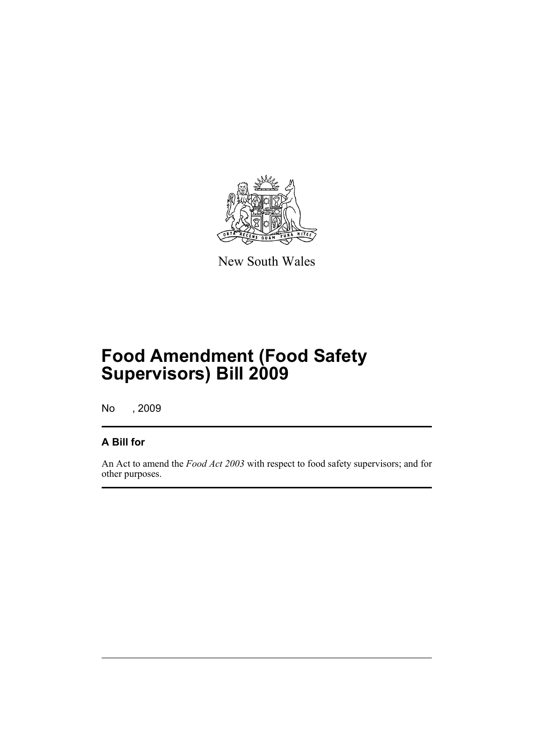New South Wales

# Food Amendment (Food Safety Supervisors) Bill 2009

No , 2009

## A Bill for

An Act to amend the *Food Act 2003* with respect to food safety supervisors; and for other purposes.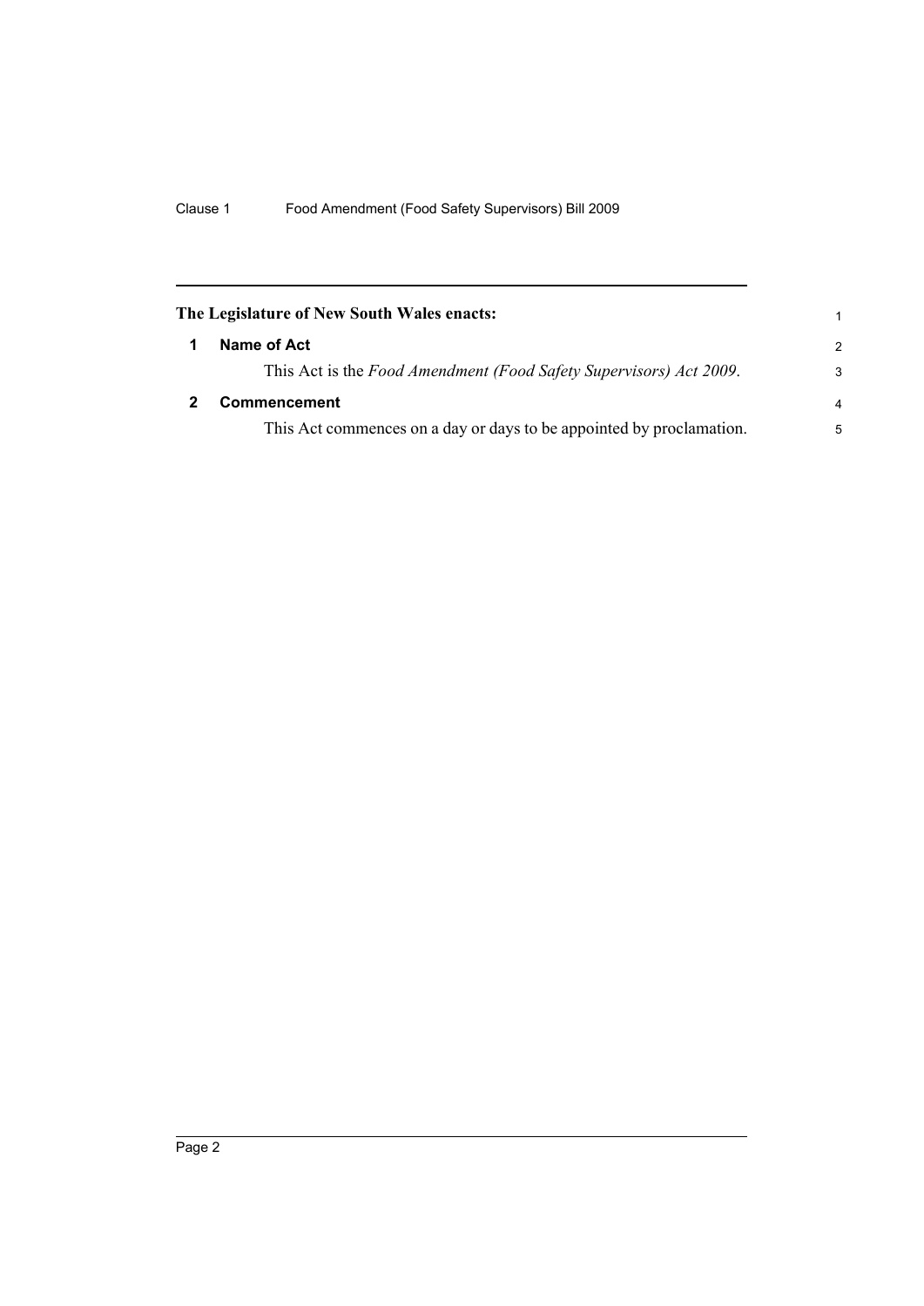**The Legislature of New South Wales enacts:**

## 1 Name of Act

This Act is the *Food Amendment (Food Safety Supervisors) Act 2009*.

## 2 Commencement

This Act commences on a day or days to be appointed by proclamation.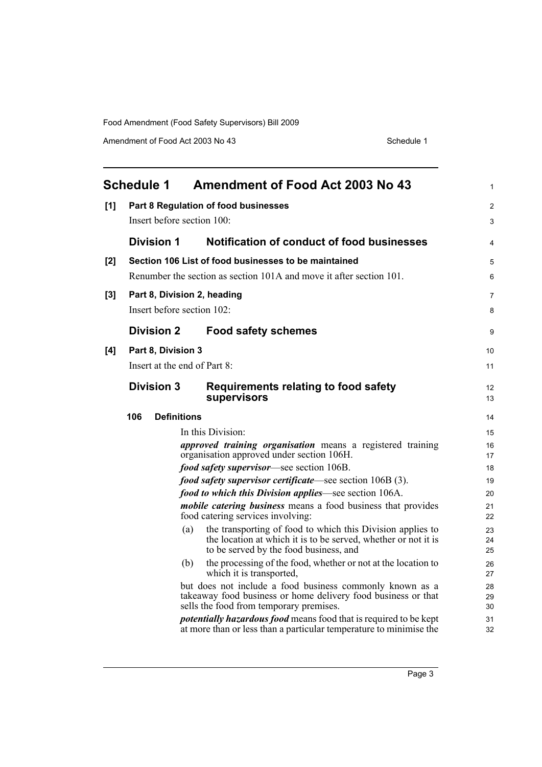## Schedule 1 Amendment of Food Act 2003 No 43

**[1] Part 8 Regulation of food businesses**

Insert before section 100:

### Division 1 Notification of conduct of food businesses

**[2] Section 106 List of food businesses to be maintained**

Renumber the section as section 101A and move it after section 101.

**[3] Part 8, Division 2, heading**

Insert before section 102:

### Division 2 Food safety schemes

**[4] Part 8, Division 3**

Insert at the end of Part 8:

### Division 3 Requirements relating to food safety supervisors

**106 Definitions**

In this Division:

***approved training organisation*** means a registered training organisation approved under section 106H.

***food safety supervisor***—see section 106B.

***food safety supervisor certificate***—see section 106B (3).

***food to which this Division applies***—see section 106A.

***mobile catering business*** means a food business that provides food catering services involving:

(a) the transporting of food to which this Division applies to the location at which it is to be served, whether or not it is to be served by the food business, and

(b) the processing of the food, whether or not at the location to which it is transported,

but does not include a food business commonly known as a takeaway food business or home delivery food business or that sells the food from temporary premises.

***potentially hazardous food*** means food that is required to be kept at more than or less than a particular temperature to minimise the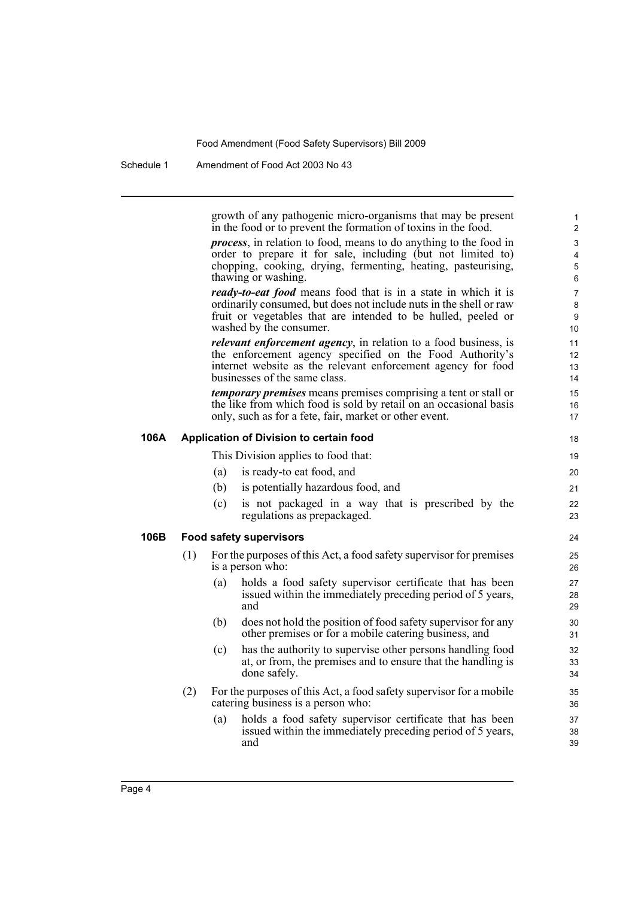growth of any pathogenic micro-organisms that may be present in the food or to prevent the formation of toxins in the food.

***process***, in relation to food, means to do anything to the food in order to prepare it for sale, including (but not limited to) chopping, cooking, drying, fermenting, heating, pasteurising, thawing or washing.

***ready-to-eat food*** means food that is in a state in which it is ordinarily consumed, but does not include nuts in the shell or raw fruit or vegetables that are intended to be hulled, peeled or washed by the consumer.

***relevant enforcement agency***, in relation to a food business, is the enforcement agency specified on the Food Authority's internet website as the relevant enforcement agency for food businesses of the same class.

***temporary premises*** means premises comprising a tent or stall or the like from which food is sold by retail on an occasional basis only, such as for a fete, fair, market or other event.

**106A Application of Division to certain food**

This Division applies to food that:

(a) is ready-to eat food, and

(b) is potentially hazardous food, and

(c) is not packaged in a way that is prescribed by the regulations as prepackaged.

**106B Food safety supervisors**

(1) For the purposes of this Act, a food safety supervisor for premises is a person who:

(a) holds a food safety supervisor certificate that has been issued within the immediately preceding period of 5 years, and

(b) does not hold the position of food safety supervisor for any other premises or for a mobile catering business, and

(c) has the authority to supervise other persons handling food at, or from, the premises and to ensure that the handling is done safely.

(2) For the purposes of this Act, a food safety supervisor for a mobile catering business is a person who:

(a) holds a food safety supervisor certificate that has been issued within the immediately preceding period of 5 years, and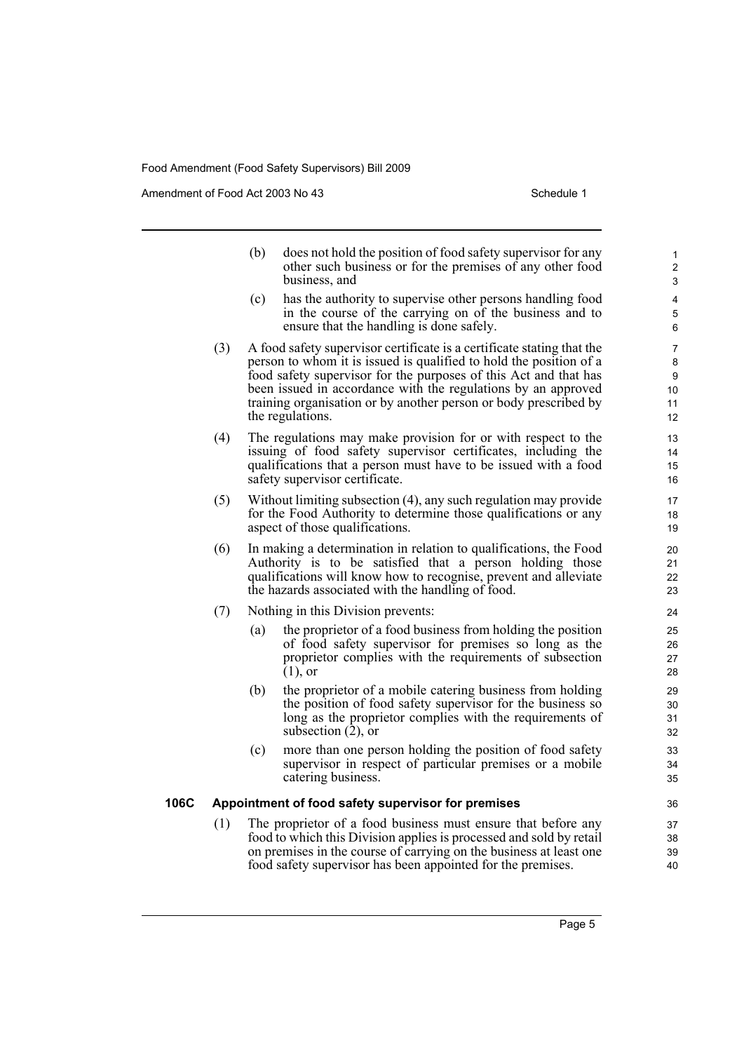(b) does not hold the position of food safety supervisor for any other such business or for the premises of any other food business, and

(c) has the authority to supervise other persons handling food in the course of the carrying on of the business and to ensure that the handling is done safely.

(3) A food safety supervisor certificate is a certificate stating that the person to whom it is issued is qualified to hold the position of a food safety supervisor for the purposes of this Act and that has been issued in accordance with the regulations by an approved training organisation or by another person or body prescribed by the regulations.

(4) The regulations may make provision for or with respect to the issuing of food safety supervisor certificates, including the qualifications that a person must have to be issued with a food safety supervisor certificate.

(5) Without limiting subsection (4), any such regulation may provide for the Food Authority to determine those qualifications or any aspect of those qualifications.

(6) In making a determination in relation to qualifications, the Food Authority is to be satisfied that a person holding those qualifications will know how to recognise, prevent and alleviate the hazards associated with the handling of food.

(7) Nothing in this Division prevents:

(a) the proprietor of a food business from holding the position of food safety supervisor for premises so long as the proprietor complies with the requirements of subsection (1), or

(b) the proprietor of a mobile catering business from holding the position of food safety supervisor for the business so long as the proprietor complies with the requirements of subsection (2), or

(c) more than one person holding the position of food safety supervisor in respect of particular premises or a mobile catering business.

**106C Appointment of food safety supervisor for premises**

(1) The proprietor of a food business must ensure that before any food to which this Division applies is processed and sold by retail on premises in the course of carrying on the business at least one food safety supervisor has been appointed for the premises.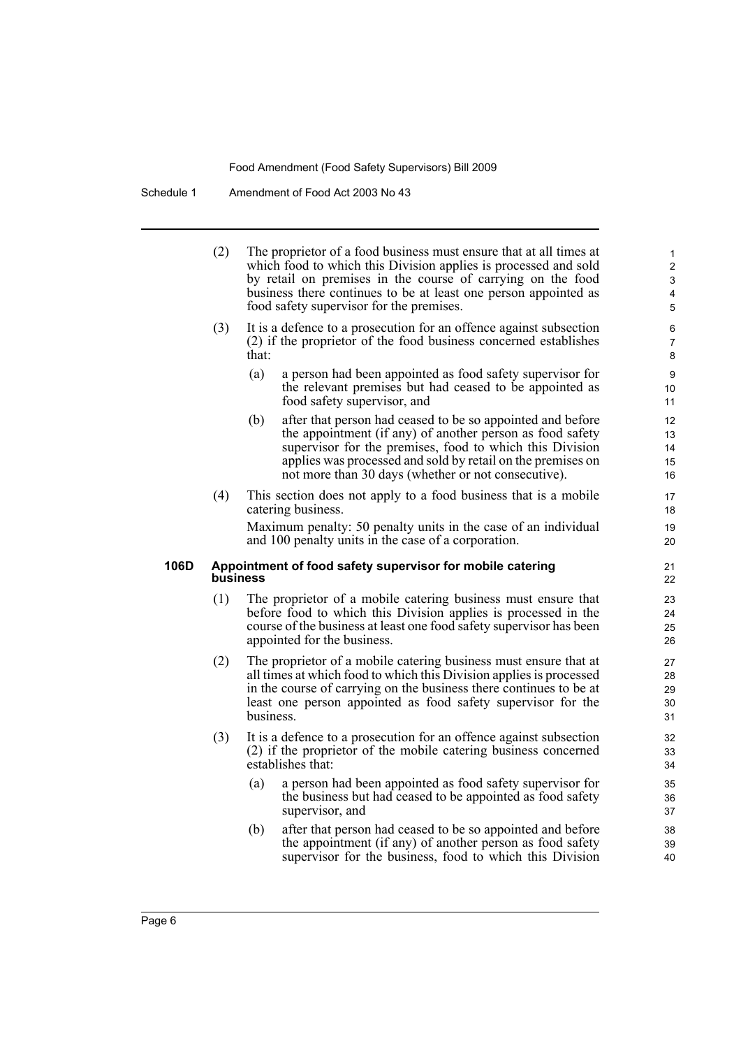(2) The proprietor of a food business must ensure that at all times at which food to which this Division applies is processed and sold by retail on premises in the course of carrying on the food business there continues to be at least one person appointed as food safety supervisor for the premises.

(3) It is a defence to a prosecution for an offence against subsection (2) if the proprietor of the food business concerned establishes that:

(a) a person had been appointed as food safety supervisor for the relevant premises but had ceased to be appointed as food safety supervisor, and

(b) after that person had ceased to be so appointed and before the appointment (if any) of another person as food safety supervisor for the premises, food to which this Division applies was processed and sold by retail on the premises on not more than 30 days (whether or not consecutive).

(4) This section does not apply to a food business that is a mobile catering business.

Maximum penalty: 50 penalty units in the case of an individual and 100 penalty units in the case of a corporation.

**106D Appointment of food safety supervisor for mobile catering business**

(1) The proprietor of a mobile catering business must ensure that before food to which this Division applies is processed in the course of the business at least one food safety supervisor has been appointed for the business.

(2) The proprietor of a mobile catering business must ensure that at all times at which food to which this Division applies is processed in the course of carrying on the business there continues to be at least one person appointed as food safety supervisor for the business.

(3) It is a defence to a prosecution for an offence against subsection (2) if the proprietor of the mobile catering business concerned establishes that:

(a) a person had been appointed as food safety supervisor for the business but had ceased to be appointed as food safety supervisor, and

(b) after that person had ceased to be so appointed and before the appointment (if any) of another person as food safety supervisor for the business, food to which this Division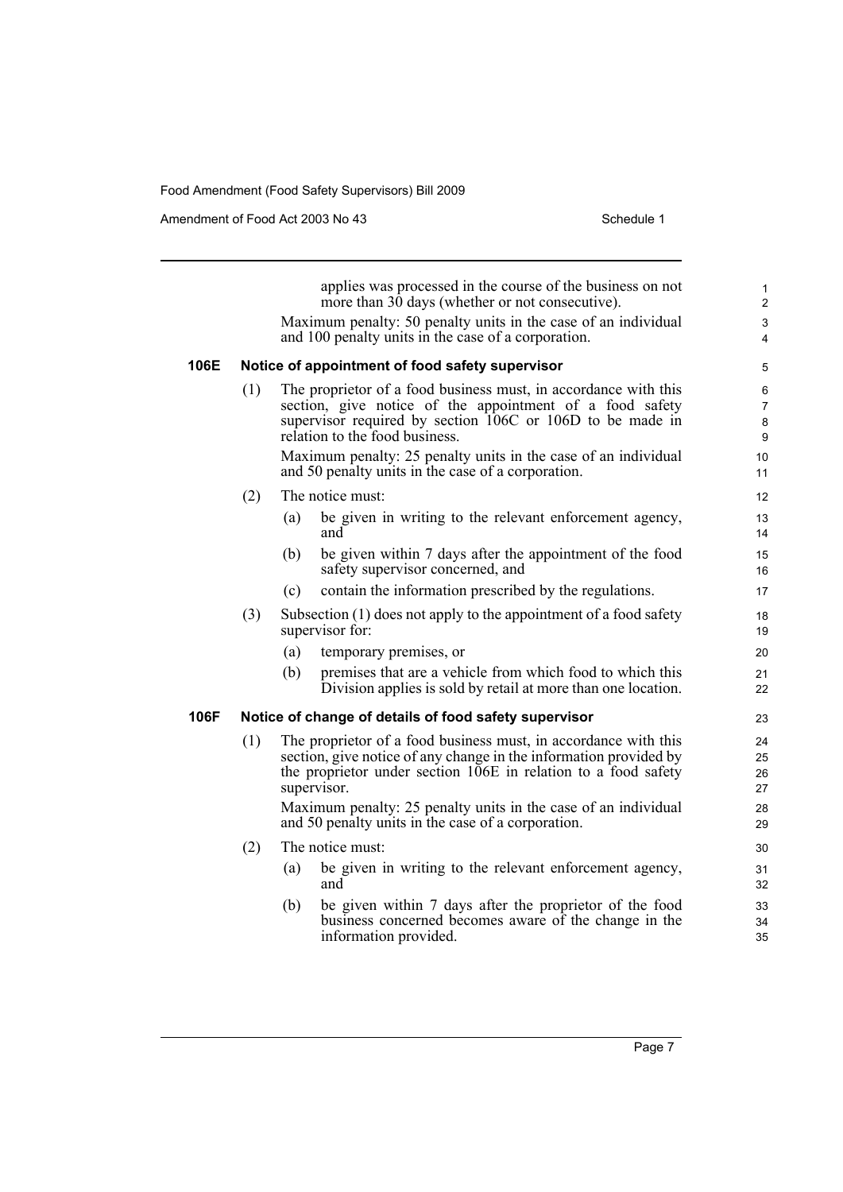applies was processed in the course of the business on not more than 30 days (whether or not consecutive).

Maximum penalty: 50 penalty units in the case of an individual and 100 penalty units in the case of a corporation.

### 106E Notice of appointment of food safety supervisor

(1) The proprietor of a food business must, in accordance with this section, give notice of the appointment of a food safety supervisor required by section 106C or 106D to be made in relation to the food business.

Maximum penalty: 25 penalty units in the case of an individual and 50 penalty units in the case of a corporation.

(2) The notice must:

(a) be given in writing to the relevant enforcement agency, and

(b) be given within 7 days after the appointment of the food safety supervisor concerned, and

(c) contain the information prescribed by the regulations.

(3) Subsection (1) does not apply to the appointment of a food safety supervisor for:

(a) temporary premises, or

(b) premises that are a vehicle from which food to which this Division applies is sold by retail at more than one location.

### 106F Notice of change of details of food safety supervisor

(1) The proprietor of a food business must, in accordance with this section, give notice of any change in the information provided by the proprietor under section 106E in relation to a food safety supervisor.

Maximum penalty: 25 penalty units in the case of an individual and 50 penalty units in the case of a corporation.

(2) The notice must:

(a) be given in writing to the relevant enforcement agency, and

(b) be given within 7 days after the proprietor of the food business concerned becomes aware of the change in the information provided.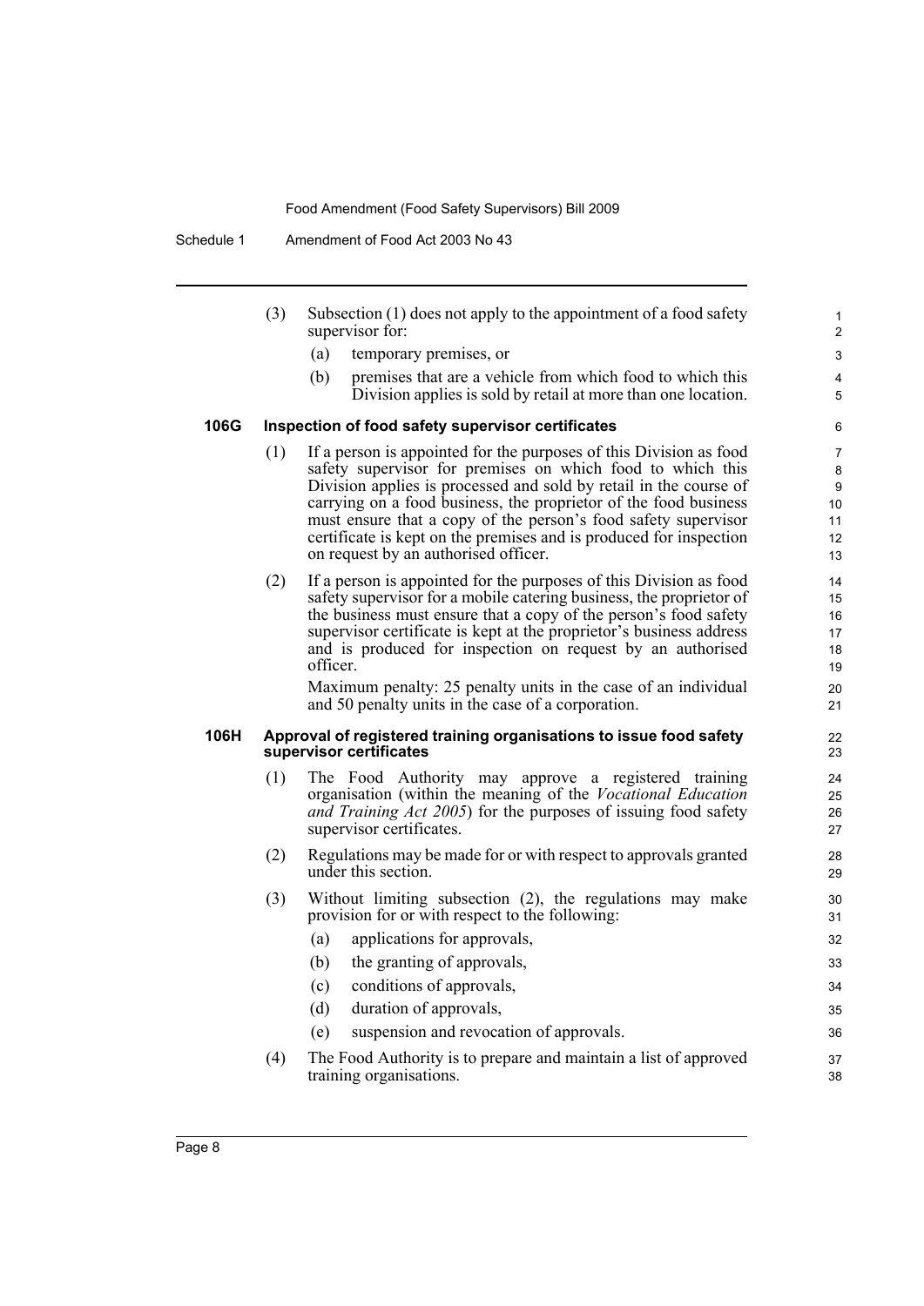(3) Subsection (1) does not apply to the appointment of a food safety supervisor for:

(a) temporary premises, or

(b) premises that are a vehicle from which food to which this Division applies is sold by retail at more than one location.

### 106G Inspection of food safety supervisor certificates

(1) If a person is appointed for the purposes of this Division as food safety supervisor for premises on which food to which this Division applies is processed and sold by retail in the course of carrying on a food business, the proprietor of the food business must ensure that a copy of the person's food safety supervisor certificate is kept on the premises and is produced for inspection on request by an authorised officer.

(2) If a person is appointed for the purposes of this Division as food safety supervisor for a mobile catering business, the proprietor of the business must ensure that a copy of the person's food safety supervisor certificate is kept at the proprietor's business address and is produced for inspection on request by an authorised officer.

Maximum penalty: 25 penalty units in the case of an individual and 50 penalty units in the case of a corporation.

### 106H Approval of registered training organisations to issue food safety supervisor certificates

(1) The Food Authority may approve a registered training organisation (within the meaning of the *Vocational Education and Training Act 2005*) for the purposes of issuing food safety supervisor certificates.

(2) Regulations may be made for or with respect to approvals granted under this section.

(3) Without limiting subsection (2), the regulations may make provision for or with respect to the following:

(a) applications for approvals,

(b) the granting of approvals,

(c) conditions of approvals,

(d) duration of approvals,

(e) suspension and revocation of approvals.

(4) The Food Authority is to prepare and maintain a list of approved training organisations.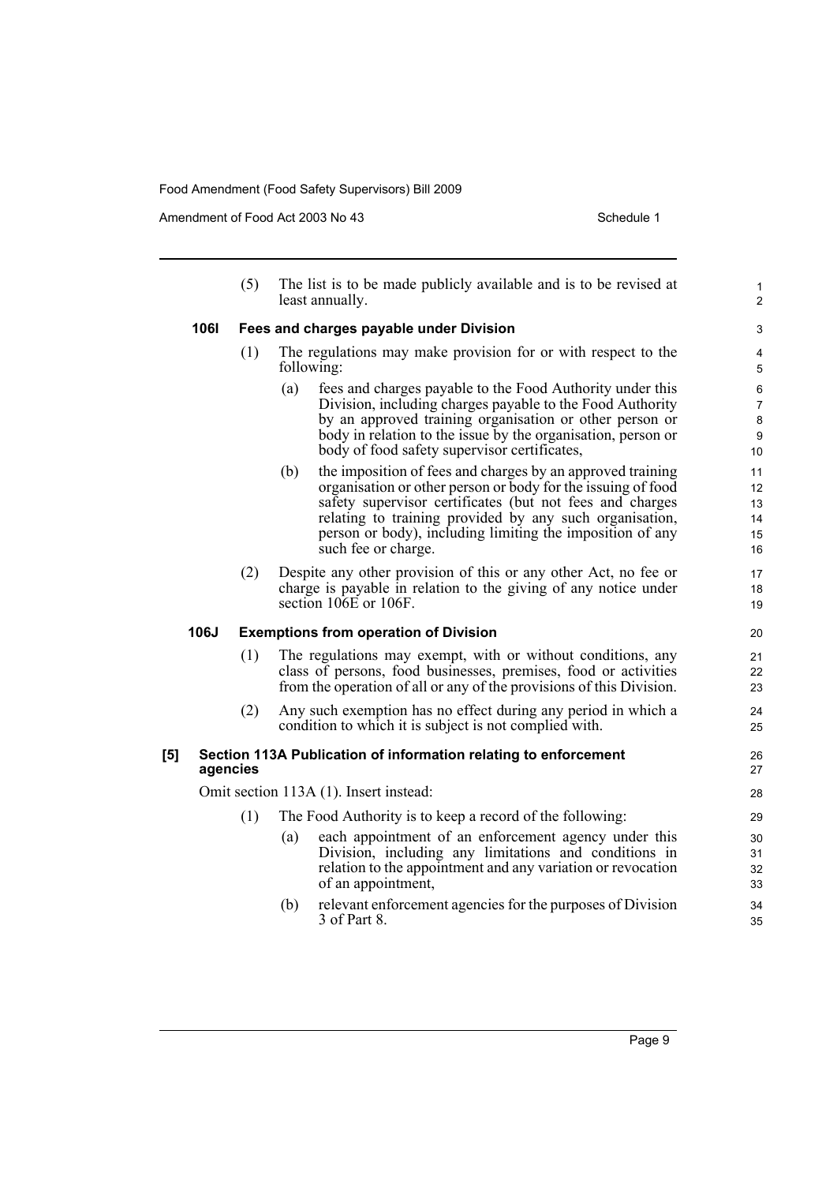(5) The list is to be made publicly available and is to be revised at least annually.

**106I Fees and charges payable under Division**

(1) The regulations may make provision for or with respect to the following:

(a) fees and charges payable to the Food Authority under this Division, including charges payable to the Food Authority by an approved training organisation or other person or body in relation to the issue by the organisation, person or body of food safety supervisor certificates,

(b) the imposition of fees and charges by an approved training organisation or other person or body for the issuing of food safety supervisor certificates (but not fees and charges relating to training provided by any such organisation, person or body), including limiting the imposition of any such fee or charge.

(2) Despite any other provision of this or any other Act, no fee or charge is payable in relation to the giving of any notice under section 106E or 106F.

**106J Exemptions from operation of Division**

(1) The regulations may exempt, with or without conditions, any class of persons, food businesses, premises, food or activities from the operation of all or any of the provisions of this Division.

(2) Any such exemption has no effect during any period in which a condition to which it is subject is not complied with.

**[5] Section 113A Publication of information relating to enforcement agencies**

Omit section 113A (1). Insert instead:

(1) The Food Authority is to keep a record of the following:

(a) each appointment of an enforcement agency under this Division, including any limitations and conditions in relation to the appointment and any variation or revocation of an appointment,

(b) relevant enforcement agencies for the purposes of Division 3 of Part 8.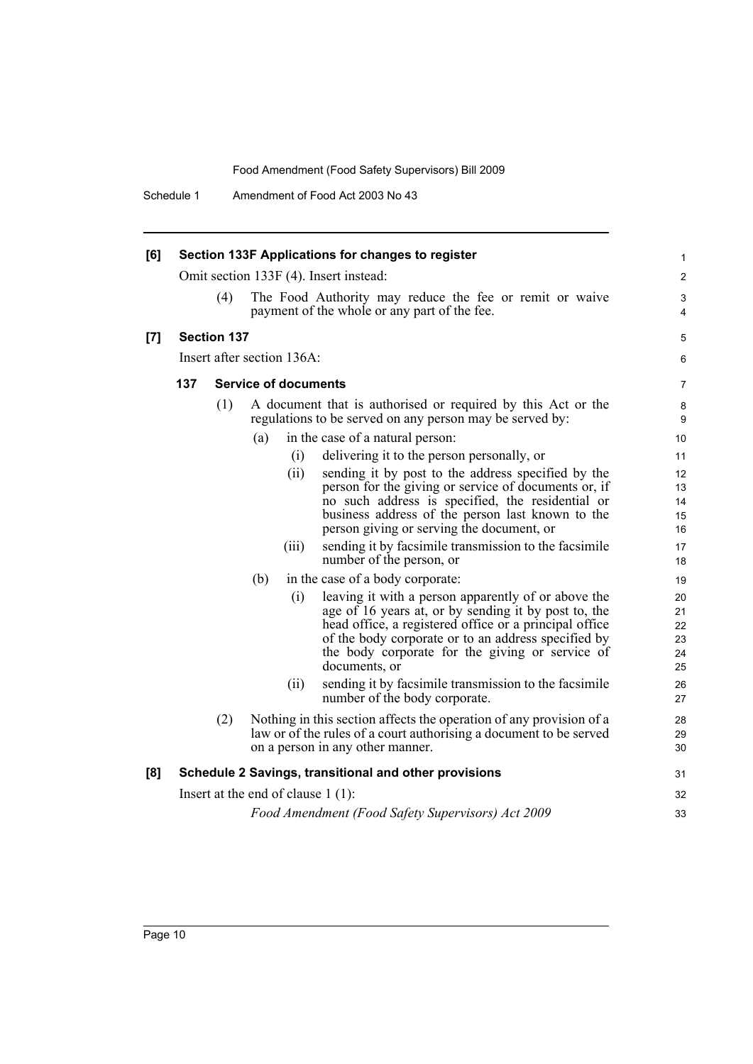**[6] Section 133F Applications for changes to register**

Omit section 133F (4). Insert instead:

(4) The Food Authority may reduce the fee or remit or waive payment of the whole or any part of the fee.

**[7] Section 137**

Insert after section 136A:

**137 Service of documents**

(1) A document that is authorised or required by this Act or the regulations to be served on any person may be served by:

(a) in the case of a natural person:

(i) delivering it to the person personally, or

(ii) sending it by post to the address specified by the person for the giving or service of documents or, if no such address is specified, the residential or business address of the person last known to the person giving or serving the document, or

(iii) sending it by facsimile transmission to the facsimile number of the person, or

(b) in the case of a body corporate:

(i) leaving it with a person apparently of or above the age of 16 years at, or by sending it by post to, the head office, a registered office or a principal office of the body corporate or to an address specified by the body corporate for the giving or service of documents, or

(ii) sending it by facsimile transmission to the facsimile number of the body corporate.

(2) Nothing in this section affects the operation of any provision of a law or of the rules of a court authorising a document to be served on a person in any other manner.

**[8] Schedule 2 Savings, transitional and other provisions**

Insert at the end of clause 1 (1):

*Food Amendment (Food Safety Supervisors) Act 2009*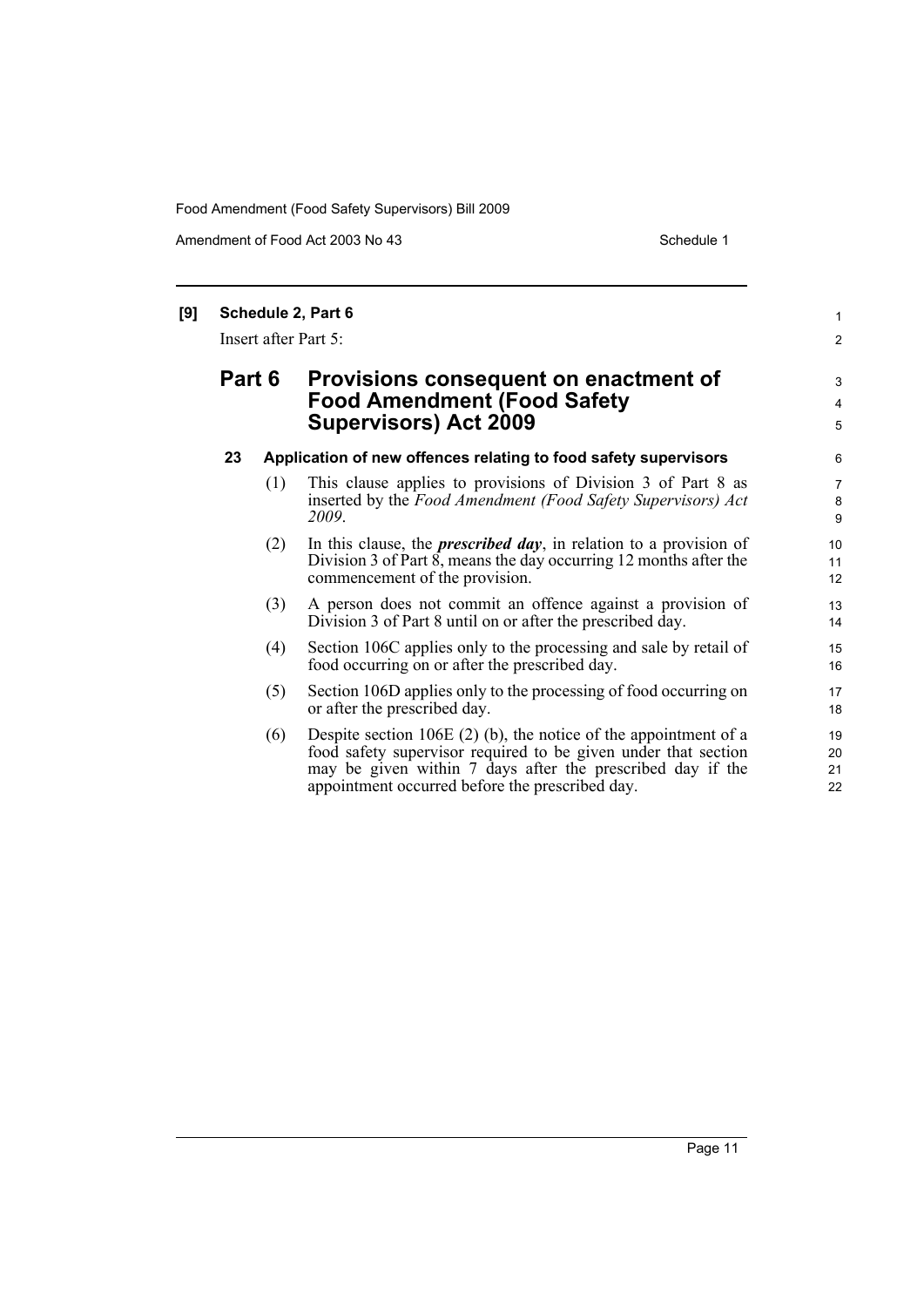**[9] Schedule 2, Part 6**

Insert after Part 5:

## Part 6 Provisions consequent on enactment of Food Amendment (Food Safety Supervisors) Act 2009

### 23 Application of new offences relating to food safety supervisors

(1) This clause applies to provisions of Division 3 of Part 8 as inserted by the *Food Amendment (Food Safety Supervisors) Act 2009*.

(2) In this clause, the ***prescribed day***, in relation to a provision of Division 3 of Part 8, means the day occurring 12 months after the commencement of the provision.

(3) A person does not commit an offence against a provision of Division 3 of Part 8 until on or after the prescribed day.

(4) Section 106C applies only to the processing and sale by retail of food occurring on or after the prescribed day.

(5) Section 106D applies only to the processing of food occurring on or after the prescribed day.

(6) Despite section 106E (2) (b), the notice of the appointment of a food safety supervisor required to be given under that section may be given within 7 days after the prescribed day if the appointment occurred before the prescribed day.